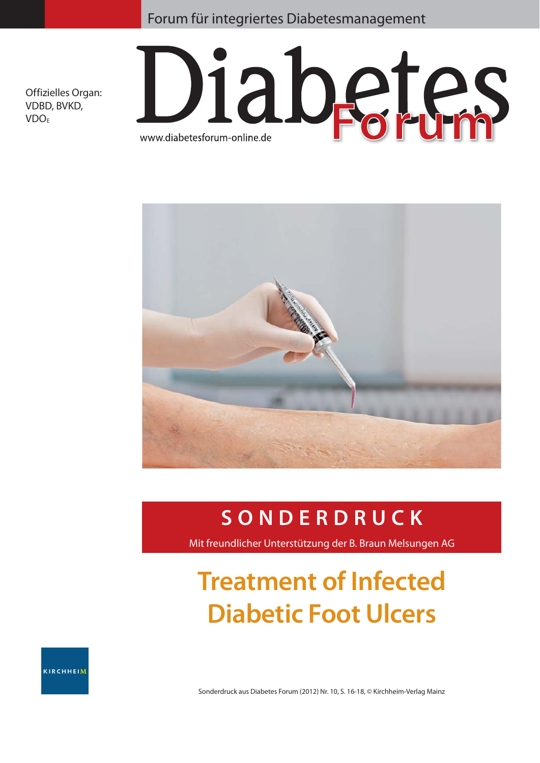Forum für integriertes Diabetesmanagement

Offizielles Organ:
VDBD, BVKD,
VDOE

# Diabetes Forum

www.diabetesforum-online.de

## SONDERDRUCK

Mit freundlicher Unterstützung der B. Braun Melsungen AG

# Treatment of Infected Diabetic Foot Ulcers

KIRCHHEIM

Sonderdruck aus Diabetes Forum (2012) Nr. 10, S. 16-18, © Kirchheim-Verlag Mainz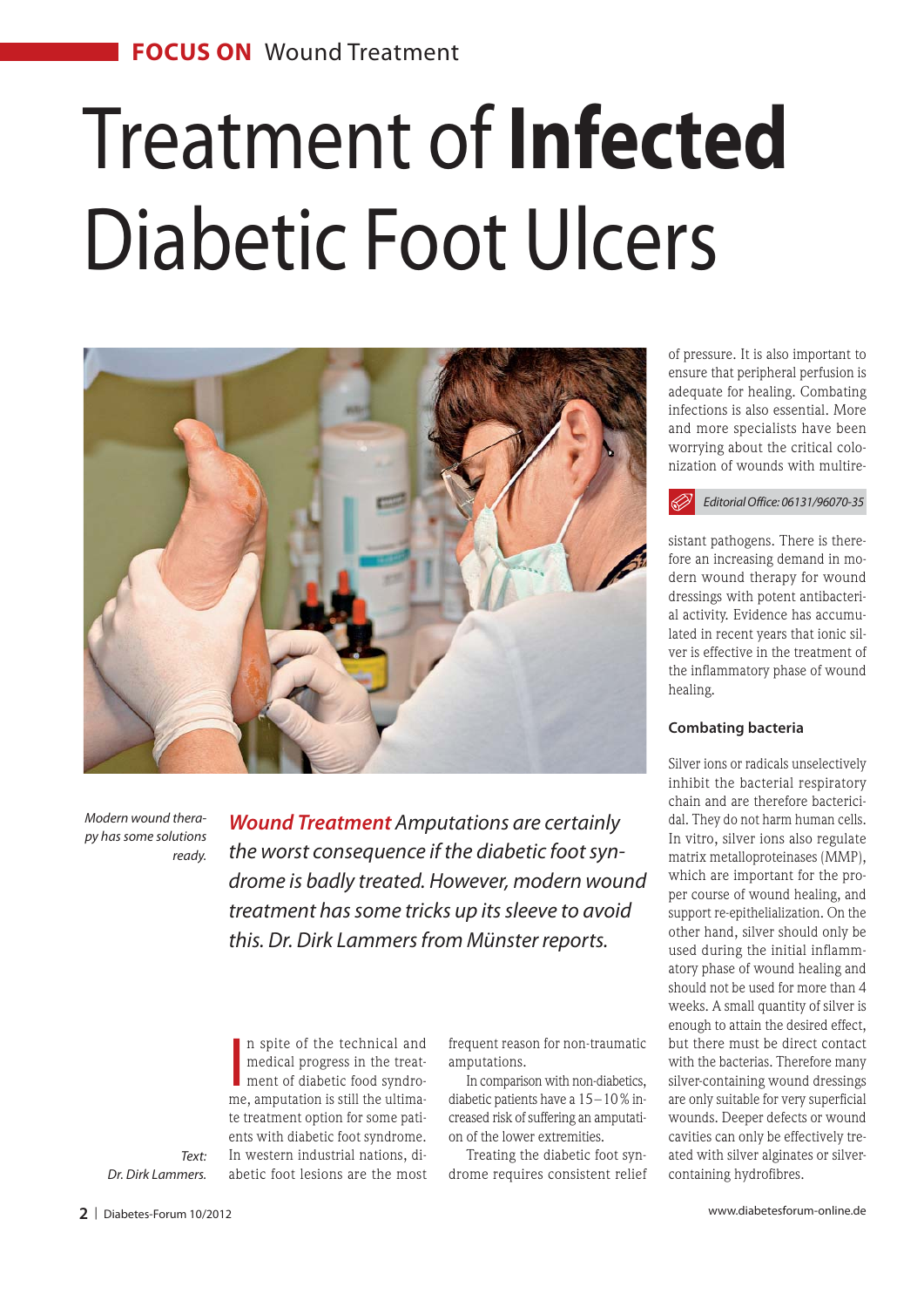**FOCUS ON** Wound Treatment

# Treatment of **Infected** Diabetic Foot Ulcers

*Modern wound therapy has some solutions ready.*

***Wound Treatment*** *Amputations are certainly the worst consequence if the diabetic foot syndrome is badly treated. However, modern wound treatment has some tricks up its sleeve to avoid this. Dr. Dirk Lammers from Münster reports.*

*Text: Dr. Dirk Lammers.*

In spite of the technical and medical progress in the treatment of diabetic food syndrome, amputation is still the ultimate treatment option for some patients with diabetic foot syndrome. In western industrial nations, diabetic foot lesions are the most frequent reason for non-traumatic amputations.

In comparison with non-diabetics, diabetic patients have a 15–10 % increased risk of suffering an amputation of the lower extremities.

Treating the diabetic foot syndrome requires consistent relief of pressure. It is also important to ensure that peripheral perfusion is adequate for healing. Combating infections is also essential. More and more specialists have been worrying about the critical colonization of wounds with multiresistant pathogens. There is therefore an increasing demand in modern wound therapy for wound dressings with potent antibacterial activity. Evidence has accumulated in recent years that ionic silver is effective in the treatment of the inflammatory phase of wound healing.

*Editorial Office: 06131/96070-35*

### Combating bacteria

Silver ions or radicals unselectively inhibit the bacterial respiratory chain and are therefore bactericidal. They do not harm human cells. In vitro, silver ions also regulate matrix metalloproteinases (MMP), which are important for the proper course of wound healing, and support re-epithelialization. On the other hand, silver should only be used during the initial inflammatory phase of wound healing and should not be used for more than 4 weeks. A small quantity of silver is enough to attain the desired effect, but there must be direct contact with the bacterias. Therefore many silver-containing wound dressings are only suitable for very superficial wounds. Deeper defects or wound cavities can only be effectively treated with silver alginates or silver-containing hydrofibres.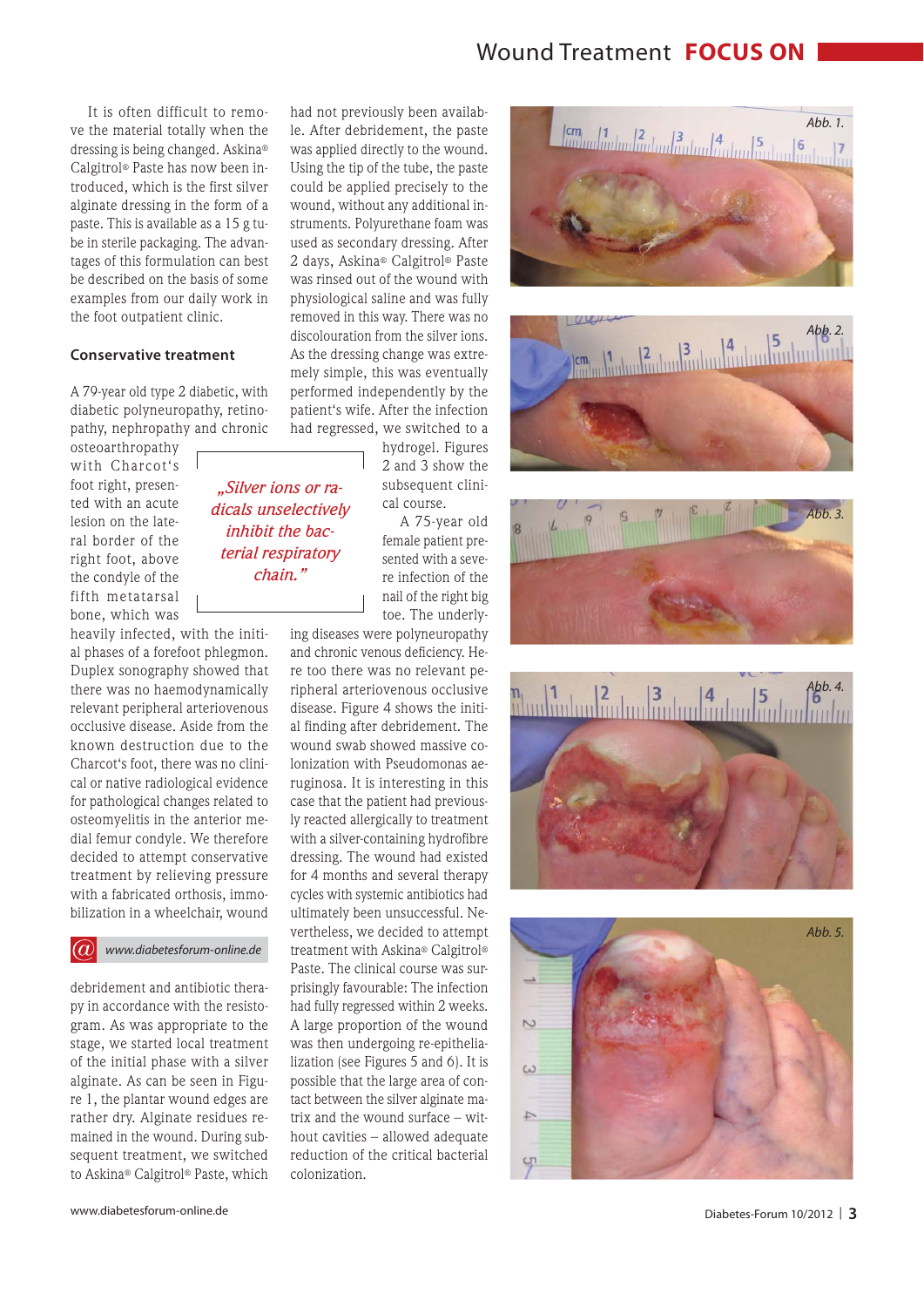It is often difficult to remove the material totally when the dressing is being changed. Askina® Calgitrol® Paste has now been introduced, which is the first silver alginate dressing in the form of a paste. This is available as a 15 g tube in sterile packaging. The advantages of this formulation can best be described on the basis of some examples from our daily work in the foot outpatient clinic.

## Conservative treatment

A 79-year old type 2 diabetic, with diabetic polyneuropathy, retinopathy, nephropathy and chronic osteoarthropathy with Charcot's foot right, presented with an acute lesion on the lateral border of the right foot, above the condyle of the fifth metatarsal bone, which was heavily infected, with the initial phases of a forefoot phlegmon. Duplex sonography showed that there was no haemodynamically relevant peripheral arteriovenous occlusive disease. Aside from the known destruction due to the Charcot's foot, there was no clinical or native radiological evidence for pathological changes related to osteomyelitis in the anterior medial femur condyle. We therefore decided to attempt conservative treatment by relieving pressure with a fabricated orthosis, immobilization in a wheelchair, wound debridement and antibiotic therapy in accordance with the resistogram. As was appropriate to the stage, we started local treatment of the initial phase with a silver alginate. As can be seen in Figure 1, the plantar wound edges are rather dry. Alginate residues remained in the wound. During subsequent treatment, we switched to Askina® Calgitrol® Paste, which had not previously been available. After debridement, the paste was applied directly to the wound. Using the tip of the tube, the paste could be applied precisely to the wound, without any additional instruments. Polyurethane foam was used as secondary dressing. After 2 days, Askina® Calgitrol® Paste was rinsed out of the wound with physiological saline and was fully removed in this way. There was no discolouration from the silver ions. As the dressing change was extremely simple, this was eventually performed independently by the patient's wife. After the infection had regressed, we switched to a hydrogel. Figures 2 and 3 show the subsequent clinical course.

> *„Silver ions or radicals unselectively inhibit the bacterial respiratory chain."*

www.diabetesforum-online.de

A 75-year old female patient presented with a severe infection of the nail of the right big toe. The underlying diseases were polyneuropathy and chronic venous deficiency. Here too there was no relevant peripheral arteriovenous occlusive disease. Figure 4 shows the initial finding after debridement. The wound swab showed massive colonization with Pseudomonas aeruginosa. It is interesting in this case that the patient had previously reacted allergically to treatment with a silver-containing hydrofibre dressing. The wound had existed for 4 months and several therapy cycles with systemic antibiotics had ultimately been unsuccessful. Nevertheless, we decided to attempt treatment with Askina® Calgitrol® Paste. The clinical course was surprisingly favourable: The infection had fully regressed within 2 weeks. A large proportion of the wound was then undergoing re-epithelialization (see Figures 5 and 6). It is possible that the large area of contact between the silver alginate matrix and the wound surface – without cavities – allowed adequate reduction of the critical bacterial colonization.

Abb. 1.

Abb. 2.

Abb. 3.

Abb. 4.

Abb. 5.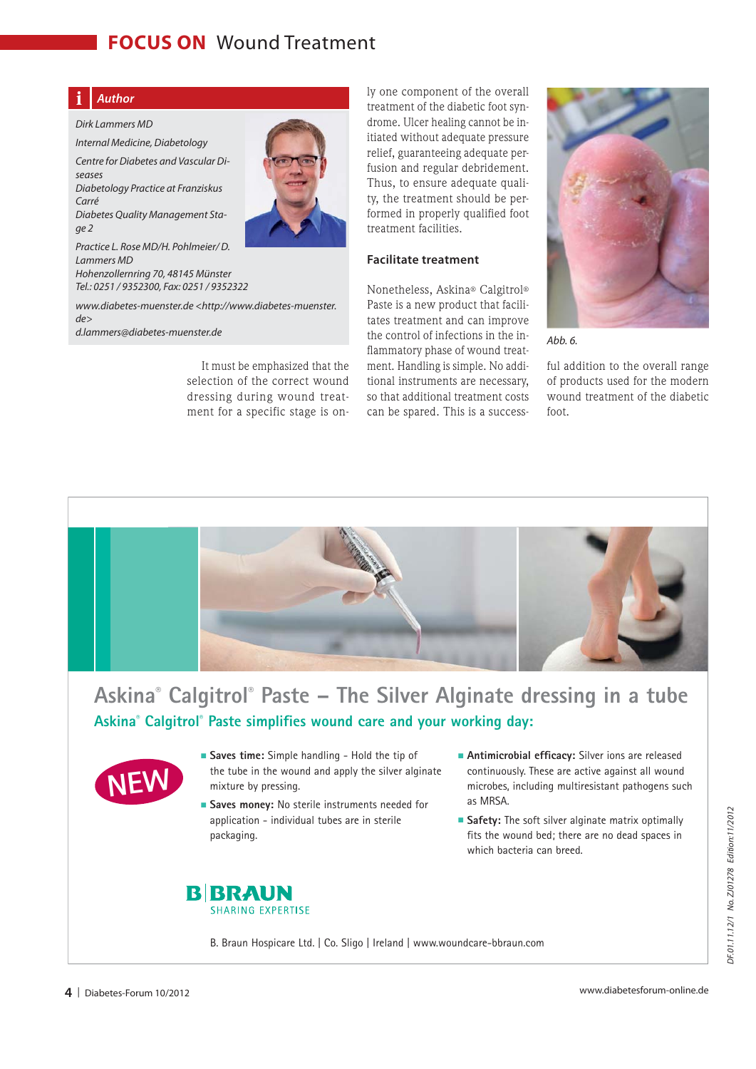## Author

*Dirk Lammers MD*

*Internal Medicine, Diabetology*

*Centre for Diabetes and Vascular Diseases*

*Diabetology Practice at Franziskus Carré*

*Diabetes Quality Management Stage 2*

*Practice L. Rose MD/H. Pohlmeier/ D. Lammers MD*
*Hohenzollernring 70, 48145 Münster*
*Tel.: 0251 / 9352300, Fax: 0251 / 9352322*

*www.diabetes-muenster.de <http://www.diabetes-muenster.de>*
*d.lammers@diabetes-muenster.de*

It must be emphasized that the selection of the correct wound dressing during wound treatment for a specific stage is only one component of the overall treatment of the diabetic foot syndrome. Ulcer healing cannot be initiated without adequate pressure relief, guaranteeing adequate perfusion and regular debridement. Thus, to ensure adequate quality, the treatment should be performed in properly qualified foot treatment facilities.

### Facilitate treatment

Nonetheless, Askina® Calgitrol® Paste is a new product that facilitates treatment and can improve the control of infections in the inflammatory phase of wound treatment. Handling is simple. No additional instruments are necessary, so that additional treatment costs can be spared. This is a successful addition to the overall range of products used for the modern wound treatment of the diabetic foot.

*Abb. 6.*

---

# Askina® Calgitrol® Paste – The Silver Alginate dressing in a tube

## Askina® Calgitrol® Paste simplifies wound care and your working day:

NEW

- **Saves time:** Simple handling - Hold the tip of the tube in the wound and apply the silver alginate mixture by pressing.
- **Saves money:** No sterile instruments needed for application - individual tubes are in sterile packaging.
- **Antimicrobial efficacy:** Silver ions are released continuously. These are active against all wound microbes, including multiresistant pathogens such as MRSA.
- **Safety:** The soft silver alginate matrix optimally fits the wound bed; there are no dead spaces in which bacteria can breed.

B|BRAUN
SHARING EXPERTISE

B. Braun Hospicare Ltd. | Co. Sligo | Ireland | www.woundcare-bbraun.com

DF.01.11.12/1 No.ZJ01278 Edition:11/2012